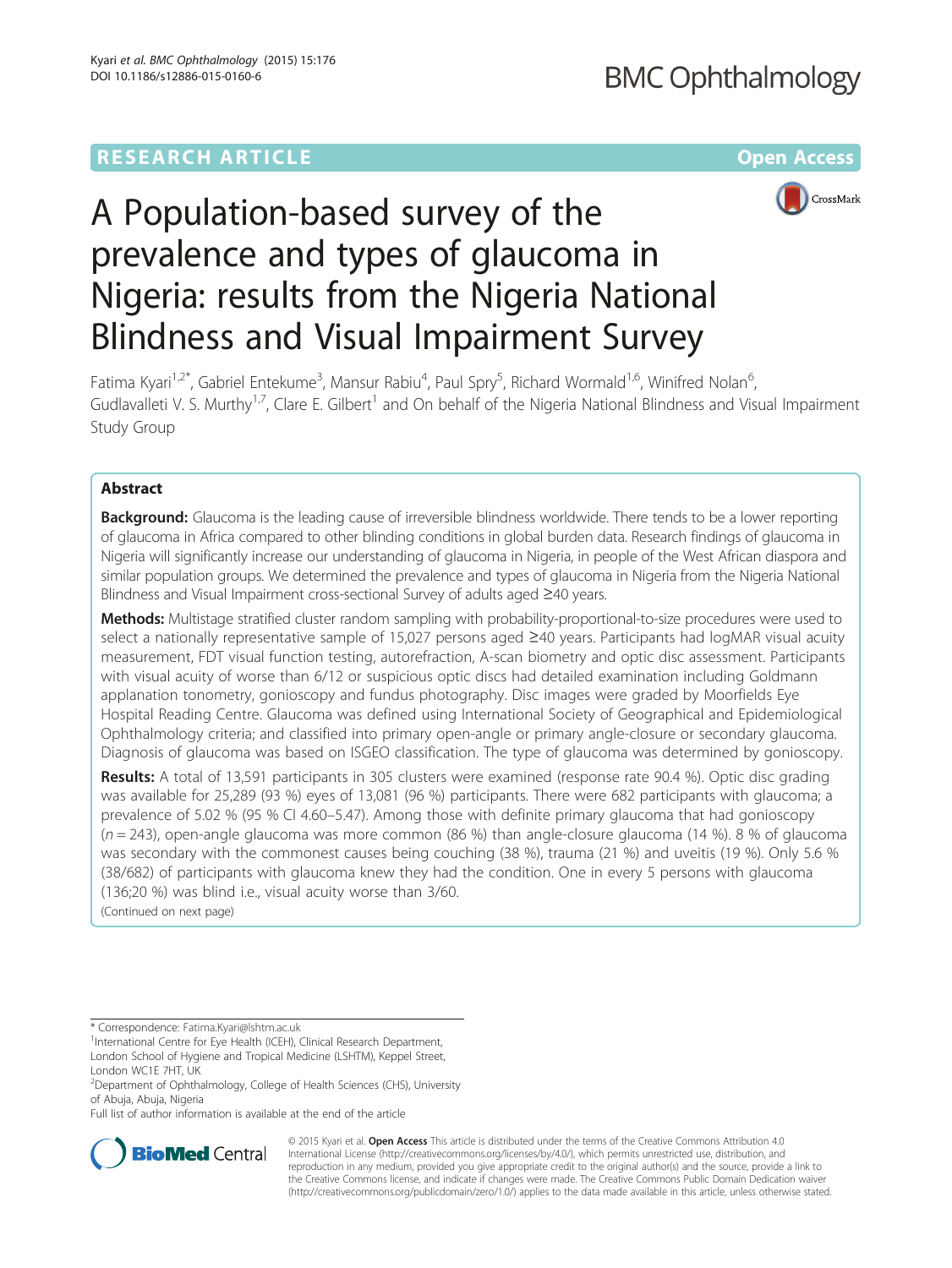RESEARCH ARTICLE

Open Access

# A Population-based survey of the prevalence and types of glaucoma in Nigeria: results from the Nigeria National Blindness and Visual Impairment Survey

Fatima Kyari[1,2*], Gabriel Entekume[3], Mansur Rabiu[4], Paul Spry[5], Richard Wormald[1,6], Winifred Nolan[6], Gudlavalleti V. S. Murthy[1,7], Clare E. Gilbert[1] and On behalf of the Nigeria National Blindness and Visual Impairment Study Group

## Abstract

**Background:** Glaucoma is the leading cause of irreversible blindness worldwide. There tends to be a lower reporting of glaucoma in Africa compared to other blinding conditions in global burden data. Research findings of glaucoma in Nigeria will significantly increase our understanding of glaucoma in Nigeria, in people of the West African diaspora and similar population groups. We determined the prevalence and types of glaucoma in Nigeria from the Nigeria National Blindness and Visual Impairment cross-sectional Survey of adults aged ≥40 years.

**Methods:** Multistage stratified cluster random sampling with probability-proportional-to-size procedures were used to select a nationally representative sample of 15,027 persons aged ≥40 years. Participants had logMAR visual acuity measurement, FDT visual function testing, autorefraction, A-scan biometry and optic disc assessment. Participants with visual acuity of worse than 6/12 or suspicious optic discs had detailed examination including Goldmann applanation tonometry, gonioscopy and fundus photography. Disc images were graded by Moorfields Eye Hospital Reading Centre. Glaucoma was defined using International Society of Geographical and Epidemiological Ophthalmology criteria; and classified into primary open-angle or primary angle-closure or secondary glaucoma. Diagnosis of glaucoma was based on ISGEO classification. The type of glaucoma was determined by gonioscopy.

**Results:** A total of 13,591 participants in 305 clusters were examined (response rate 90.4 %). Optic disc grading was available for 25,289 (93 %) eyes of 13,081 (96 %) participants. There were 682 participants with glaucoma; a prevalence of 5.02 % (95 % CI 4.60–5.47). Among those with definite primary glaucoma that had gonioscopy ($n = 243$), open-angle glaucoma was more common (86 %) than angle-closure glaucoma (14 %). 8 % of glaucoma was secondary with the commonest causes being couching (38 %), trauma (21 %) and uveitis (19 %). Only 5.6 % (38/682) of participants with glaucoma knew they had the condition. One in every 5 persons with glaucoma (136;20 %) was blind i.e., visual acuity worse than 3/60.

(Continued on next page)

---

* Correspondence: Fatima.Kyari@lshtm.ac.uk

[1]International Centre for Eye Health (ICEH), Clinical Research Department, London School of Hygiene and Tropical Medicine (LSHTM), Keppel Street, London WC1E 7HT, UK

[2]Department of Ophthalmology, College of Health Sciences (CHS), University of Abuja, Abuja, Nigeria

Full list of author information is available at the end of the article

© 2015 Kyari et al. **Open Access** This article is distributed under the terms of the Creative Commons Attribution 4.0 International License (http://creativecommons.org/licenses/by/4.0/), which permits unrestricted use, distribution, and reproduction in any medium, provided you give appropriate credit to the original author(s) and the source, provide a link to the Creative Commons license, and indicate if changes were made. The Creative Commons Public Domain Dedication waiver (http://creativecommons.org/publicdomain/zero/1.0/) applies to the data made available in this article, unless otherwise stated.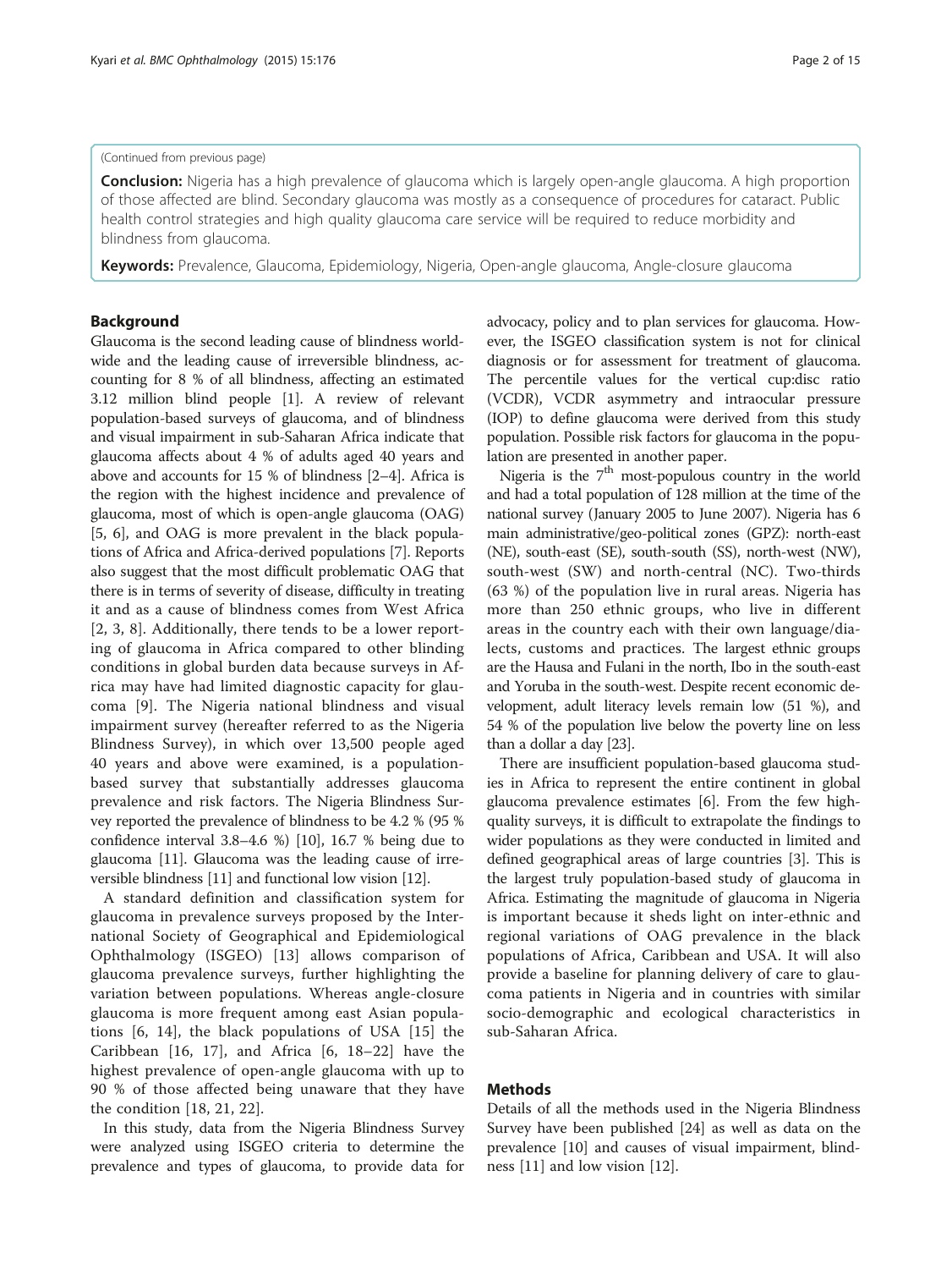(Continued from previous page)

**Conclusion:** Nigeria has a high prevalence of glaucoma which is largely open-angle glaucoma. A high proportion of those affected are blind. Secondary glaucoma was mostly as a consequence of procedures for cataract. Public health control strategies and high quality glaucoma care service will be required to reduce morbidity and blindness from glaucoma.

**Keywords:** Prevalence, Glaucoma, Epidemiology, Nigeria, Open-angle glaucoma, Angle-closure glaucoma

## Background

Glaucoma is the second leading cause of blindness worldwide and the leading cause of irreversible blindness, accounting for 8 % of all blindness, affecting an estimated 3.12 million blind people [1]. A review of relevant population-based surveys of glaucoma, and of blindness and visual impairment in sub-Saharan Africa indicate that glaucoma affects about 4 % of adults aged 40 years and above and accounts for 15 % of blindness [2–4]. Africa is the region with the highest incidence and prevalence of glaucoma, most of which is open-angle glaucoma (OAG) [5, 6], and OAG is more prevalent in the black populations of Africa and Africa-derived populations [7]. Reports also suggest that the most difficult problematic OAG that there is in terms of severity of disease, difficulty in treating it and as a cause of blindness comes from West Africa [2, 3, 8]. Additionally, there tends to be a lower reporting of glaucoma in Africa compared to other blinding conditions in global burden data because surveys in Africa may have had limited diagnostic capacity for glaucoma [9]. The Nigeria national blindness and visual impairment survey (hereafter referred to as the Nigeria Blindness Survey), in which over 13,500 people aged 40 years and above were examined, is a population-based survey that substantially addresses glaucoma prevalence and risk factors. The Nigeria Blindness Survey reported the prevalence of blindness to be 4.2 % (95 % confidence interval 3.8–4.6 %) [10], 16.7 % being due to glaucoma [11]. Glaucoma was the leading cause of irreversible blindness [11] and functional low vision [12].

A standard definition and classification system for glaucoma in prevalence surveys proposed by the International Society of Geographical and Epidemiological Ophthalmology (ISGEO) [13] allows comparison of glaucoma prevalence surveys, further highlighting the variation between populations. Whereas angle-closure glaucoma is more frequent among east Asian populations [6, 14], the black populations of USA [15] the Caribbean [16, 17], and Africa [6, 18–22] have the highest prevalence of open-angle glaucoma with up to 90 % of those affected being unaware that they have the condition [18, 21, 22].

In this study, data from the Nigeria Blindness Survey were analyzed using ISGEO criteria to determine the prevalence and types of glaucoma, to provide data for advocacy, policy and to plan services for glaucoma. However, the ISGEO classification system is not for clinical diagnosis or for assessment for treatment of glaucoma. The percentile values for the vertical cup:disc ratio (VCDR), VCDR asymmetry and intraocular pressure (IOP) to define glaucoma were derived from this study population. Possible risk factors for glaucoma in the population are presented in another paper.

Nigeria is the 7th most-populous country in the world and had a total population of 128 million at the time of the national survey (January 2005 to June 2007). Nigeria has 6 main administrative/geo-political zones (GPZ): north-east (NE), south-east (SE), south-south (SS), north-west (NW), south-west (SW) and north-central (NC). Two-thirds (63 %) of the population live in rural areas. Nigeria has more than 250 ethnic groups, who live in different areas in the country each with their own language/dialects, customs and practices. The largest ethnic groups are the Hausa and Fulani in the north, Ibo in the south-east and Yoruba in the south-west. Despite recent economic development, adult literacy levels remain low (51 %), and 54 % of the population live below the poverty line on less than a dollar a day [23].

There are insufficient population-based glaucoma studies in Africa to represent the entire continent in global glaucoma prevalence estimates [6]. From the few high-quality surveys, it is difficult to extrapolate the findings to wider populations as they were conducted in limited and defined geographical areas of large countries [3]. This is the largest truly population-based study of glaucoma in Africa. Estimating the magnitude of glaucoma in Nigeria is important because it sheds light on inter-ethnic and regional variations of OAG prevalence in the black populations of Africa, Caribbean and USA. It will also provide a baseline for planning delivery of care to glaucoma patients in Nigeria and in countries with similar socio-demographic and ecological characteristics in sub-Saharan Africa.

## Methods

Details of all the methods used in the Nigeria Blindness Survey have been published [24] as well as data on the prevalence [10] and causes of visual impairment, blindness [11] and low vision [12].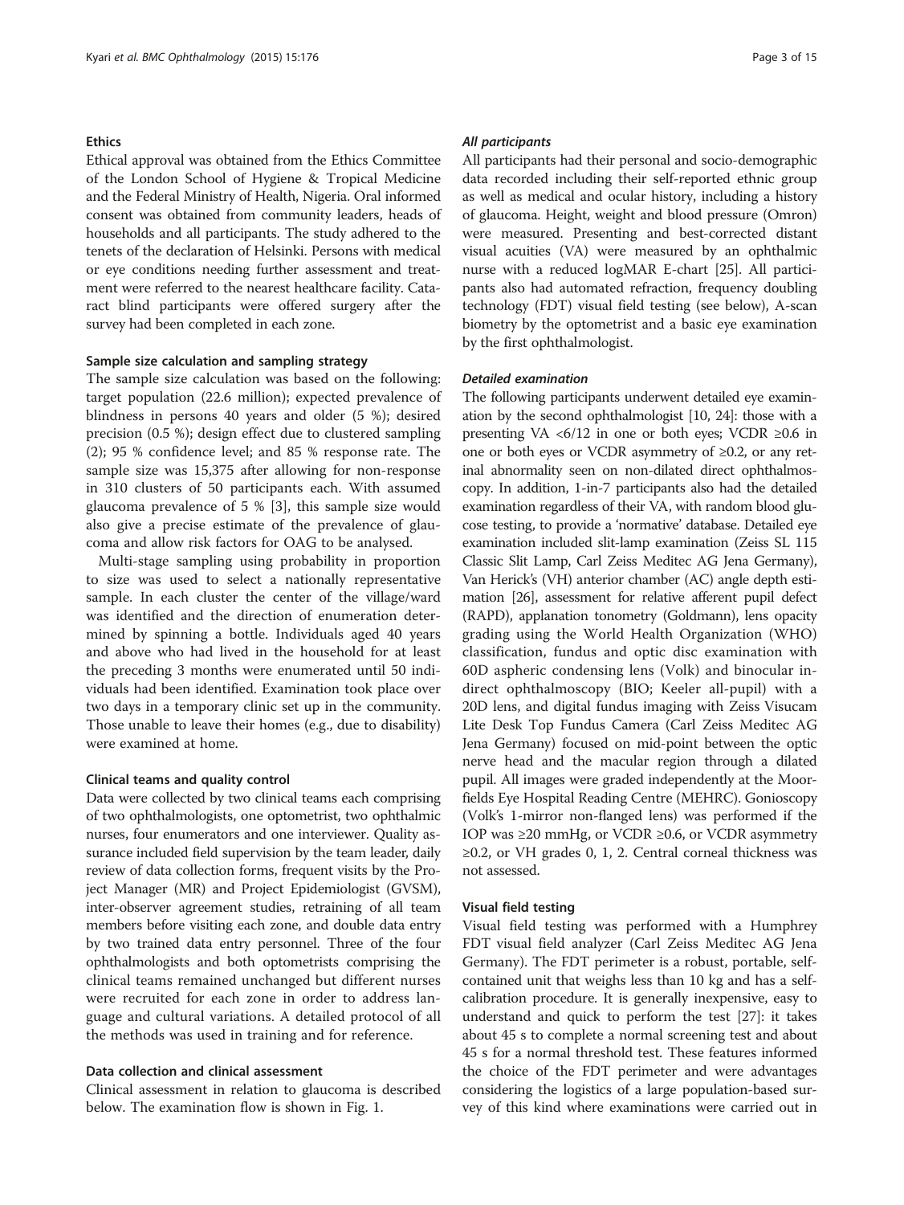### Ethics

Ethical approval was obtained from the Ethics Committee of the London School of Hygiene & Tropical Medicine and the Federal Ministry of Health, Nigeria. Oral informed consent was obtained from community leaders, heads of households and all participants. The study adhered to the tenets of the declaration of Helsinki. Persons with medical or eye conditions needing further assessment and treatment were referred to the nearest healthcare facility. Cataract blind participants were offered surgery after the survey had been completed in each zone.

### Sample size calculation and sampling strategy

The sample size calculation was based on the following: target population (22.6 million); expected prevalence of blindness in persons 40 years and older (5 %); desired precision (0.5 %); design effect due to clustered sampling (2); 95 % confidence level; and 85 % response rate. The sample size was 15,375 after allowing for non-response in 310 clusters of 50 participants each. With assumed glaucoma prevalence of 5 % [3], this sample size would also give a precise estimate of the prevalence of glaucoma and allow risk factors for OAG to be analysed.

Multi-stage sampling using probability in proportion to size was used to select a nationally representative sample. In each cluster the center of the village/ward was identified and the direction of enumeration determined by spinning a bottle. Individuals aged 40 years and above who had lived in the household for at least the preceding 3 months were enumerated until 50 individuals had been identified. Examination took place over two days in a temporary clinic set up in the community. Those unable to leave their homes (e.g., due to disability) were examined at home.

### Clinical teams and quality control

Data were collected by two clinical teams each comprising of two ophthalmologists, one optometrist, two ophthalmic nurses, four enumerators and one interviewer. Quality assurance included field supervision by the team leader, daily review of data collection forms, frequent visits by the Project Manager (MR) and Project Epidemiologist (GVSM), inter-observer agreement studies, retraining of all team members before visiting each zone, and double data entry by two trained data entry personnel. Three of the four ophthalmologists and both optometrists comprising the clinical teams remained unchanged but different nurses were recruited for each zone in order to address language and cultural variations. A detailed protocol of all the methods was used in training and for reference.

### Data collection and clinical assessment

Clinical assessment in relation to glaucoma is described below. The examination flow is shown in Fig. 1.

#### *All participants*

All participants had their personal and socio-demographic data recorded including their self-reported ethnic group as well as medical and ocular history, including a history of glaucoma. Height, weight and blood pressure (Omron) were measured. Presenting and best-corrected distant visual acuities (VA) were measured by an ophthalmic nurse with a reduced logMAR E-chart [25]. All participants also had automated refraction, frequency doubling technology (FDT) visual field testing (see below), A-scan biometry by the optometrist and a basic eye examination by the first ophthalmologist.

#### *Detailed examination*

The following participants underwent detailed eye examination by the second ophthalmologist [10, 24]: those with a presenting VA <6/12 in one or both eyes; VCDR ≥0.6 in one or both eyes or VCDR asymmetry of ≥0.2, or any retinal abnormality seen on non-dilated direct ophthalmoscopy. In addition, 1-in-7 participants also had the detailed examination regardless of their VA, with random blood glucose testing, to provide a 'normative' database. Detailed eye examination included slit-lamp examination (Zeiss SL 115 Classic Slit Lamp, Carl Zeiss Meditec AG Jena Germany), Van Herick's (VH) anterior chamber (AC) angle depth estimation [26], assessment for relative afferent pupil defect (RAPD), applanation tonometry (Goldmann), lens opacity grading using the World Health Organization (WHO) classification, fundus and optic disc examination with 60D aspheric condensing lens (Volk) and binocular indirect ophthalmoscopy (BIO; Keeler all-pupil) with a 20D lens, and digital fundus imaging with Zeiss Visucam Lite Desk Top Fundus Camera (Carl Zeiss Meditec AG Jena Germany) focused on mid-point between the optic nerve head and the macular region through a dilated pupil. All images were graded independently at the Moorfields Eye Hospital Reading Centre (MEHRC). Gonioscopy (Volk's 1-mirror non-flanged lens) was performed if the IOP was ≥20 mmHg, or VCDR ≥0.6, or VCDR asymmetry ≥0.2, or VH grades 0, 1, 2. Central corneal thickness was not assessed.

### Visual field testing

Visual field testing was performed with a Humphrey FDT visual field analyzer (Carl Zeiss Meditec AG Jena Germany). The FDT perimeter is a robust, portable, self-contained unit that weighs less than 10 kg and has a self-calibration procedure. It is generally inexpensive, easy to understand and quick to perform the test [27]: it takes about 45 s to complete a normal screening test and about 45 s for a normal threshold test. These features informed the choice of the FDT perimeter and were advantages considering the logistics of a large population-based survey of this kind where examinations were carried out in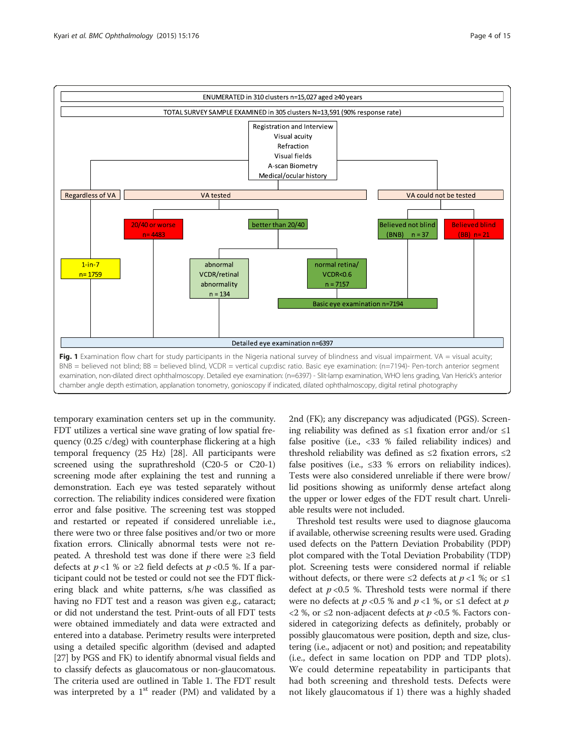ENUMERATED in 310 clusters n=15,027 aged ≥40 years

TOTAL SURVEY SAMPLE EXAMINED in 305 clusters N=13,591 (90% response rate)

Registration and Interview
Visual acuity
Refraction
Visual fields
A-scan Biometry
Medical/ocular history

Regardless of VA | VA tested | VA could not be tested

1-in-7 n= 1759

20/40 or worse n= 4483

better than 20/40

abnormal VCDR/retinal abnormality n = 134

normal retina/ VCDR<0.6 n = 7157

Believed not blind (BNB) n = 37

Believed blind (BB) n= 21

Basic eye examination n=7194

Detailed eye examination n=6397

**Fig. 1** Examination flow chart for study participants in the Nigeria national survey of blindness and visual impairment. VA = visual acuity; BNB = believed not blind; BB = believed blind, VCDR = vertical cup:disc ratio. Basic eye examination: (n=7194)- Pen-torch anterior segment examination, non-dilated direct ophthalmoscopy. Detailed eye examination: (n=6397) - Slit-lamp examination, WHO lens grading, Van Herick's anterior chamber angle depth estimation, applanation tonometry, gonioscopy if indicated, dilated ophthalmoscopy, digital retinal photography

temporary examination centers set up in the community. FDT utilizes a vertical sine wave grating of low spatial frequency (0.25 c/deg) with counterphase flickering at a high temporal frequency (25 Hz) [28]. All participants were screened using the suprathreshold (C20-5 or C20-1) screening mode after explaining the test and running a demonstration. Each eye was tested separately without correction. The reliability indices considered were fixation error and false positive. The screening test was stopped and restarted or repeated if considered unreliable i.e., there were two or three false positives and/or two or more fixation errors. Clinically abnormal tests were not repeated. A threshold test was done if there were ≥3 field defects at $p < 1$ % or ≥2 field defects at $p < 0.5$ %. If a participant could not be tested or could not see the FDT flickering black and white patterns, s/he was classified as having no FDT test and a reason was given e.g., cataract; or did not understand the test. Print-outs of all FDT tests were obtained immediately and data were extracted and entered into a database. Perimetry results were interpreted using a detailed specific algorithm (devised and adapted [27] by PGS and FK) to identify abnormal visual fields and to classify defects as glaucomatous or non-glaucomatous. The criteria used are outlined in Table 1. The FDT result was interpreted by a 1st reader (PM) and validated by a 2nd (FK); any discrepancy was adjudicated (PGS). Screening reliability was defined as ≤1 fixation error and/or ≤1 false positive (i.e., <33 % failed reliability indices) and threshold reliability was defined as ≤2 fixation errors, ≤2 false positives (i.e., ≤33 % errors on reliability indices). Tests were also considered unreliable if there were brow/lid positions showing as uniformly dense artefact along the upper or lower edges of the FDT result chart. Unreliable results were not included.

Threshold test results were used to diagnose glaucoma if available, otherwise screening results were used. Grading used defects on the Pattern Deviation Probability (PDP) plot compared with the Total Deviation Probability (TDP) plot. Screening tests were considered normal if reliable without defects, or there were ≤2 defects at $p < 1$ %; or ≤1 defect at $p < 0.5$ %. Threshold tests were normal if there were no defects at $p < 0.5$ % and $p < 1$ %, or ≤1 defect at $p < 2$ %, or ≤2 non-adjacent defects at $p < 0.5$ %. Factors considered in categorizing defects as definitely, probably or possibly glaucomatous were position, depth and size, clustering (i.e., adjacent or not) and position; and repeatability (i.e., defect in same location on PDP and TDP plots). We could determine repeatability in participants that had both screening and threshold tests. Defects were not likely glaucomatous if 1) there was a highly shaded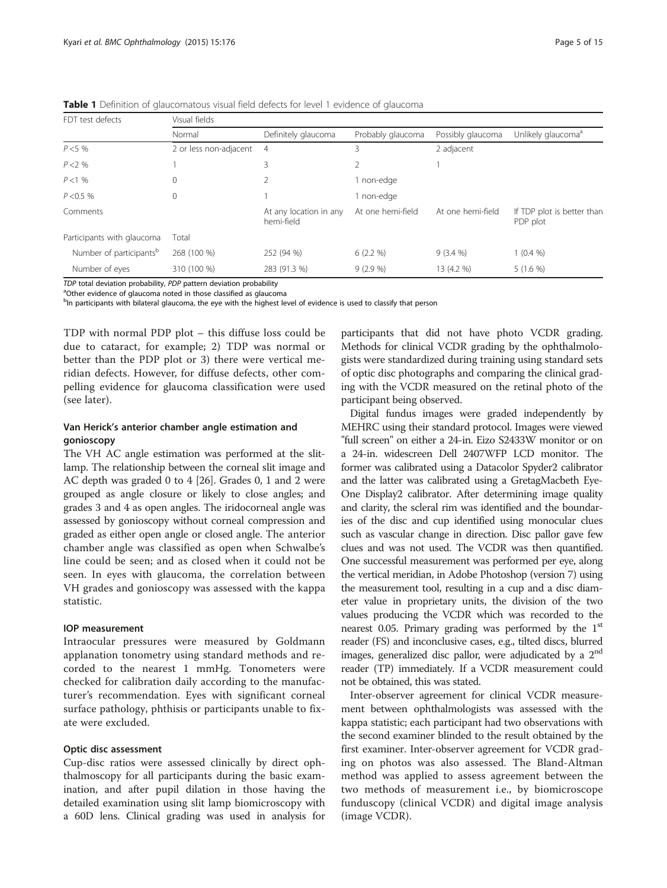**Table 1** Definition of glaucomatous visual field defects for level 1 evidence of glaucoma

| FDT test defects | Visual fields | | | | |
|---|---|---|---|---|---|
| | Normal | Definitely glaucoma | Probably glaucoma | Possibly glaucoma | Unlikely glaucoma[a] |
| $P < 5$ % | 2 or less non-adjacent | 4 | 3 | 2 adjacent | |
| $P < 2$ % | 1 | 3 | 2 | 1 | |
| $P < 1$ % | 0 | 2 | 1 non-edge | | |
| $P < 0.5$ % | 0 | 1 | 1 non-edge | | |
| Comments | | At any location in any hemi-field | At one hemi-field | At one hemi-field | If TDP plot is better than PDP plot |
| Participants with glaucoma | Total | | | | |
| Number of participants[b] | 268 (100 %) | 252 (94 %) | 6 (2.2 %) | 9 (3.4 %) | 1 (0.4 %) |
| Number of eyes | 310 (100 %) | 283 (91.3 %) | 9 (2.9 %) | 13 (4.2 %) | 5 (1.6 %) |

*TDP* total deviation probability, *PDP* pattern deviation probability

[a]Other evidence of glaucoma noted in those classified as glaucoma

[b]In participants with bilateral glaucoma, the eye with the highest level of evidence is used to classify that person

TDP with normal PDP plot – this diffuse loss could be due to cataract, for example; 2) TDP was normal or better than the PDP plot or 3) there were vertical meridian defects. However, for diffuse defects, other compelling evidence for glaucoma classification were used (see later).

### Van Herick's anterior chamber angle estimation and gonioscopy

The VH AC angle estimation was performed at the slit-lamp. The relationship between the corneal slit image and AC depth was graded 0 to 4 [26]. Grades 0, 1 and 2 were grouped as angle closure or likely to close angles; and grades 3 and 4 as open angles. The iridocorneal angle was assessed by gonioscopy without corneal compression and graded as either open angle or closed angle. The anterior chamber angle was classified as open when Schwalbe's line could be seen; and as closed when it could not be seen. In eyes with glaucoma, the correlation between VH grades and gonioscopy was assessed with the kappa statistic.

### IOP measurement

Intraocular pressures were measured by Goldmann applanation tonometry using standard methods and recorded to the nearest 1 mmHg. Tonometers were checked for calibration daily according to the manufacturer's recommendation. Eyes with significant corneal surface pathology, phthisis or participants unable to fixate were excluded.

### Optic disc assessment

Cup-disc ratios were assessed clinically by direct ophthalmoscopy for all participants during the basic examination, and after pupil dilation in those having the detailed examination using slit lamp biomicroscopy with a 60D lens. Clinical grading was used in analysis for participants that did not have photo VCDR grading. Methods for clinical VCDR grading by the ophthalmologists were standardized during training using standard sets of optic disc photographs and comparing the clinical grading with the VCDR measured on the retinal photo of the participant being observed.

Digital fundus images were graded independently by MEHRC using their standard protocol. Images were viewed "full screen" on either a 24-in. Eizo S2433W monitor or on a 24-in. widescreen Dell 2407WFP LCD monitor. The former was calibrated using a Datacolor Spyder2 calibrator and the latter was calibrated using a GretagMacbeth Eye-One Display2 calibrator. After determining image quality and clarity, the scleral rim was identified and the boundaries of the disc and cup identified using monocular clues such as vascular change in direction. Disc pallor gave few clues and was not used. The VCDR was then quantified. One successful measurement was performed per eye, along the vertical meridian, in Adobe Photoshop (version 7) using the measurement tool, resulting in a cup and a disc diameter value in proprietary units, the division of the two values producing the VCDR which was recorded to the nearest 0.05. Primary grading was performed by the 1st reader (FS) and inconclusive cases, e.g., tilted discs, blurred images, generalized disc pallor, were adjudicated by a 2nd reader (TP) immediately. If a VCDR measurement could not be obtained, this was stated.

Inter-observer agreement for clinical VCDR measurement between ophthalmologists was assessed with the kappa statistic; each participant had two observations with the second examiner blinded to the result obtained by the first examiner. Inter-observer agreement for VCDR grading on photos was also assessed. The Bland-Altman method was applied to assess agreement between the two methods of measurement i.e., by biomicroscope funduscopy (clinical VCDR) and digital image analysis (image VCDR).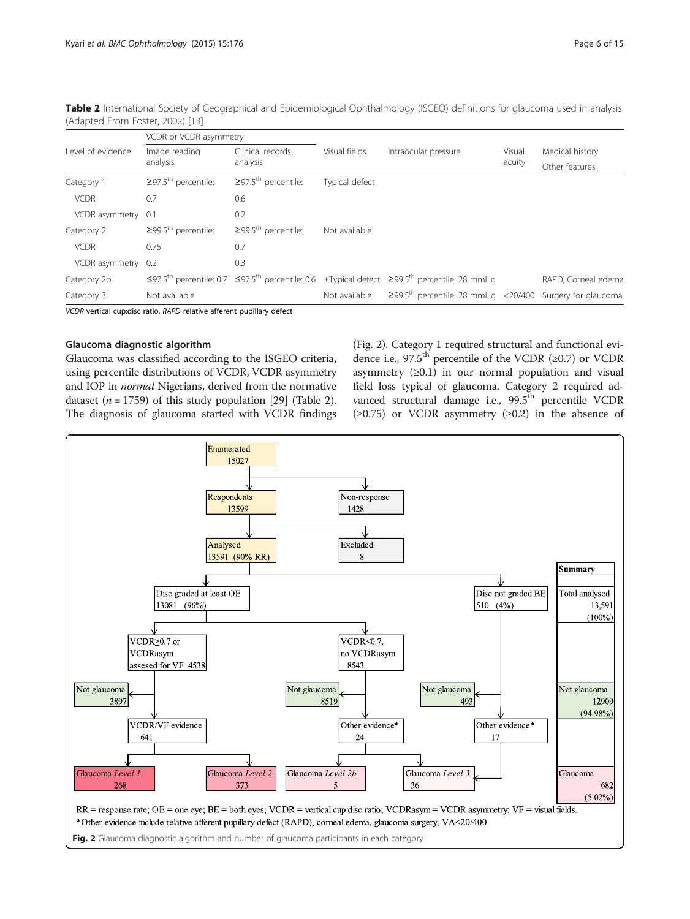**Table 2** International Society of Geographical and Epidemiological Ophthalmology (ISGEO) definitions for glaucoma used in analysis (Adapted From Foster, 2002) [13]

| Level of evidence | VCDR or VCDR asymmetry | | Visual fields | Intraocular pressure | Visual acuity | Medical history Other features |
|---|---|---|---|---|---|---|
| | Image reading analysis | Clinical records analysis | | | | |
| Category 1 | ≥97.5th percentile: | ≥97.5th percentile: | Typical defect | | | |
| VCDR | 0.7 | 0.6 | | | | |
| VCDR asymmetry | 0.1 | 0.2 | | | | |
| Category 2 | ≥99.5th percentile: | ≥99.5th percentile: | Not available | | | |
| VCDR | 0.75 | 0.7 | | | | |
| VCDR asymmetry | 0.2 | 0.3 | | | | |
| Category 2b | ≤97.5th percentile: 0.7 | ≤97.5th percentile: 0.6 | ±Typical defect | ≥99.5th percentile: 28 mmHg | | RAPD, Corneal edema |
| Category 3 | Not available | | Not available | ≥99.5th percentile: 28 mmHg | <20/400 | Surgery for glaucoma |

*VCDR* vertical cup:disc ratio, *RAPD* relative afferent pupillary defect

### Glaucoma diagnostic algorithm

Glaucoma was classified according to the ISGEO criteria, using percentile distributions of VCDR, VCDR asymmetry and IOP in *normal* Nigerians, derived from the normative dataset ($n = 1759$) of this study population [29] (Table 2). The diagnosis of glaucoma started with VCDR findings (Fig. 2). Category 1 required structural and functional evidence i.e., 97.5th percentile of the VCDR (≥0.7) or VCDR asymmetry (≥0.1) in our normal population and visual field loss typical of glaucoma. Category 2 required advanced structural damage i.e., 99.5th percentile VCDR (≥0.75) or VCDR asymmetry (≥0.2) in the absence of

RR = response rate; OE = one eye; BE = both eyes; VCDR = vertical cup:disc ratio; VCDRasym = VCDR asymmetry; VF = visual fields.
*Other evidence include relative afferent pupillary defect (RAPD), corneal edema, glaucoma surgery, VA<20/400.

**Fig. 2** Glaucoma diagnostic algorithm and number of glaucoma participants in each category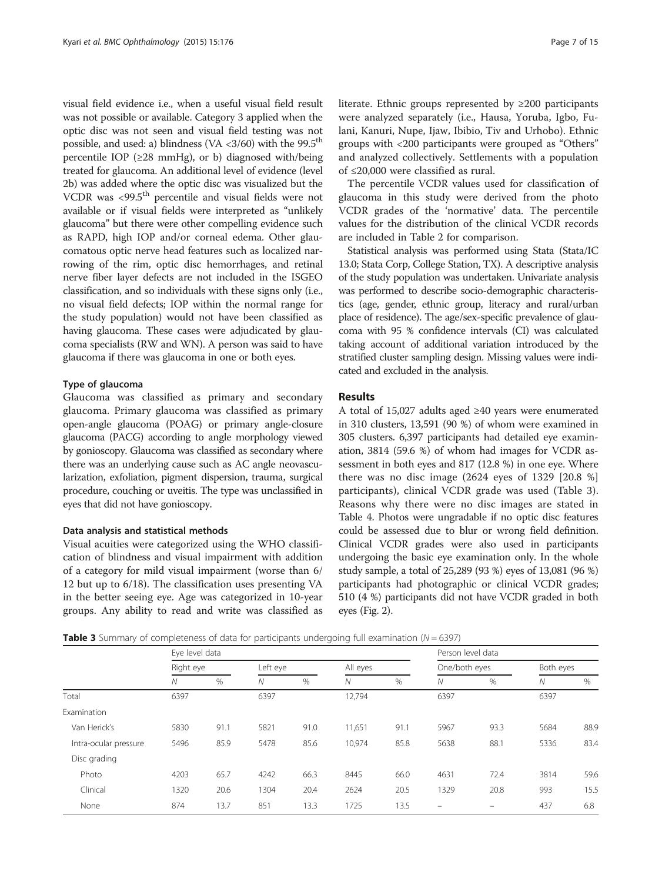visual field evidence i.e., when a useful visual field result was not possible or available. Category 3 applied when the optic disc was not seen and visual field testing was not possible, and used: a) blindness (VA <3/60) with the 99.5th percentile IOP (≥28 mmHg), or b) diagnosed with/being treated for glaucoma. An additional level of evidence (level 2b) was added where the optic disc was visualized but the VCDR was <99.5th percentile and visual fields were not available or if visual fields were interpreted as "unlikely glaucoma" but there were other compelling evidence such as RAPD, high IOP and/or corneal edema. Other glaucomatous optic nerve head features such as localized narrowing of the rim, optic disc hemorrhages, and retinal nerve fiber layer defects are not included in the ISGEO classification, and so individuals with these signs only (i.e., no visual field defects; IOP within the normal range for the study population) would not have been classified as having glaucoma. These cases were adjudicated by glaucoma specialists (RW and WN). A person was said to have glaucoma if there was glaucoma in one or both eyes.

#### Type of glaucoma

Glaucoma was classified as primary and secondary glaucoma. Primary glaucoma was classified as primary open-angle glaucoma (POAG) or primary angle-closure glaucoma (PACG) according to angle morphology viewed by gonioscopy. Glaucoma was classified as secondary where there was an underlying cause such as AC angle neovascularization, exfoliation, pigment dispersion, trauma, surgical procedure, couching or uveitis. The type was unclassified in eyes that did not have gonioscopy.

#### Data analysis and statistical methods

Visual acuities were categorized using the WHO classification of blindness and visual impairment with addition of a category for mild visual impairment (worse than 6/12 but up to 6/18). The classification uses presenting VA in the better seeing eye. Age was categorized in 10-year groups. Any ability to read and write was classified as literate. Ethnic groups represented by ≥200 participants were analyzed separately (i.e., Hausa, Yoruba, Igbo, Fulani, Kanuri, Nupe, Ijaw, Ibibio, Tiv and Urhobo). Ethnic groups with <200 participants were grouped as "Others" and analyzed collectively. Settlements with a population of ≤20,000 were classified as rural.

The percentile VCDR values used for classification of glaucoma in this study were derived from the photo VCDR grades of the 'normative' data. The percentile values for the distribution of the clinical VCDR records are included in Table 2 for comparison.

Statistical analysis was performed using Stata (Stata/IC 13.0; Stata Corp, College Station, TX). A descriptive analysis of the study population was undertaken. Univariate analysis was performed to describe socio-demographic characteristics (age, gender, ethnic group, literacy and rural/urban place of residence). The age/sex-specific prevalence of glaucoma with 95 % confidence intervals (CI) was calculated taking account of additional variation introduced by the stratified cluster sampling design. Missing values were indicated and excluded in the analysis.

## Results

A total of 15,027 adults aged ≥40 years were enumerated in 310 clusters, 13,591 (90 %) of whom were examined in 305 clusters. 6,397 participants had detailed eye examination, 3814 (59.6 %) of whom had images for VCDR assessment in both eyes and 817 (12.8 %) in one eye. Where there was no disc image (2624 eyes of 1329 [20.8 %] participants), clinical VCDR grade was used (Table 3). Reasons why there were no disc images are stated in Table 4. Photos were ungradable if no optic disc features could be assessed due to blur or wrong field definition. Clinical VCDR grades were also used in participants undergoing the basic eye examination only. In the whole study sample, a total of 25,289 (93 %) eyes of 13,081 (96 %) participants had photographic or clinical VCDR grades; 510 (4 %) participants did not have VCDR graded in both eyes (Fig. 2).

**Table 3** Summary of completeness of data for participants undergoing full examination ($N = 6397$)

| | Eye level data | | | | | | Person level data | | | |
|---|---|---|---|---|---|---|---|---|---|---|
| | Right eye | | Left eye | | All eyes | | One/both eyes | | Both eyes | |
| | *N* | % | *N* | % | *N* | % | *N* | % | *N* | % |
| Total | 6397 | | 6397 | | 12,794 | | 6397 | | 6397 | |
| Examination | | | | | | | | | | |
| Van Herick's | 5830 | 91.1 | 5821 | 91.0 | 11,651 | 91.1 | 5967 | 93.3 | 5684 | 88.9 |
| Intra-ocular pressure | 5496 | 85.9 | 5478 | 85.6 | 10,974 | 85.8 | 5638 | 88.1 | 5336 | 83.4 |
| Disc grading | | | | | | | | | | |
| Photo | 4203 | 65.7 | 4242 | 66.3 | 8445 | 66.0 | 4631 | 72.4 | 3814 | 59.6 |
| Clinical | 1320 | 20.6 | 1304 | 20.4 | 2624 | 20.5 | 1329 | 20.8 | 993 | 15.5 |
| None | 874 | 13.7 | 851 | 13.3 | 1725 | 13.5 | – | – | 437 | 6.8 |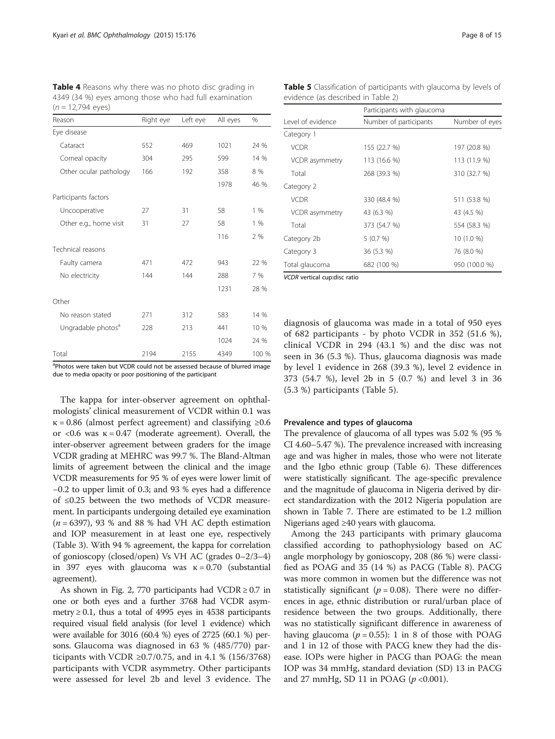**Table 4** Reasons why there was no photo disc grading in 4349 (34 %) eyes among those who had full examination (n = 12,794 eyes)

| Reason | Right eye | Left eye | All eyes | % |
|---|---|---|---|---|
| Eye disease | | | | |
| Cataract | 552 | 469 | 1021 | 24 % |
| Corneal opacity | 304 | 295 | 599 | 14 % |
| Other ocular pathology | 166 | 192 | 358 | 8 % |
| | | | 1978 | 46 % |
| Participants factors | | | | |
| Uncooperative | 27 | 31 | 58 | 1 % |
| Other e.g., home visit | 31 | 27 | 58 | 1 % |
| | | | 116 | 2 % |
| Technical reasons | | | | |
| Faulty camera | 471 | 472 | 943 | 22 % |
| No electricity | 144 | 144 | 288 | 7 % |
| | | | 1231 | 28 % |
| Other | | | | |
| No reason stated | 271 | 312 | 583 | 14 % |
| Ungradable photos[a] | 228 | 213 | 441 | 10 % |
| | | | 1024 | 24 % |
| Total | 2194 | 2155 | 4349 | 100 % |

[a]Photos were taken but VCDR could not be assessed because of blurred image due to media opacity or poor positioning of the participant

The kappa for inter-observer agreement on ophthalmologists' clinical measurement of VCDR within 0.1 was κ = 0.86 (almost perfect agreement) and classifying ≥0.6 or <0.6 was κ = 0.47 (moderate agreement). Overall, the inter-observer agreement between graders for the image VCDR grading at MEHRC was 99.7 %. The Bland-Altman limits of agreement between the clinical and the image VCDR measurements for 95 % of eyes were lower limit of −0.2 to upper limit of 0.3; and 93 % eyes had a difference of ≤0.25 between the two methods of VCDR measurement. In participants undergoing detailed eye examination (n = 6397), 93 % and 88 % had VH AC depth estimation and IOP measurement in at least one eye, respectively (Table 3). With 94 % agreement, the kappa for correlation of gonioscopy (closed/open) Vs VH AC (grades 0–2/3–4) in 397 eyes with glaucoma was κ = 0.70 (substantial agreement).

As shown in Fig. 2, 770 participants had VCDR ≥ 0.7 in one or both eyes and a further 3768 had VCDR asymmetry ≥ 0.1, thus a total of 4995 eyes in 4538 participants required visual field analysis (for level 1 evidence) which were available for 3016 (60.4 %) eyes of 2725 (60.1 %) persons. Glaucoma was diagnosed in 63 % (485/770) participants with VCDR ≥0.7/0.75, and in 4.1 % (156/3768) participants with VCDR asymmetry. Other participants were assessed for level 2b and level 3 evidence. The diagnosis of glaucoma was made in a total of 950 eyes of 682 participants - by photo VCDR in 352 (51.6 %), clinical VCDR in 294 (43.1 %) and the disc was not seen in 36 (5.3 %). Thus, glaucoma diagnosis was made by level 1 evidence in 268 (39.3 %), level 2 evidence in 373 (54.7 %), level 2b in 5 (0.7 %) and level 3 in 36 (5.3 %) participants (Table 5).

**Table 5** Classification of participants with glaucoma by levels of evidence (as described in Table 2)

| | Participants with glaucoma | |
|---|---|---|
| Level of evidence | Number of participants | Number of eyes |
| Category 1 | | |
| VCDR | 155 (22.7 %) | 197 (20.8 %) |
| VCDR asymmetry | 113 (16.6 %) | 113 (11.9 %) |
| Total | 268 (39.3 %) | 310 (32.7 %) |
| Category 2 | | |
| VCDR | 330 (48.4 %) | 511 (53.8 %) |
| VCDR asymmetry | 43 (6.3 %) | 43 (4.5 %) |
| Total | 373 (54.7 %) | 554 (58.3 %) |
| Category 2b | 5 (0.7 %) | 10 (1.0 %) |
| Category 3 | 36 (5.3 %) | 76 (8.0 %) |
| Total glaucoma | 682 (100 %) | 950 (100.0 %) |

*VCDR* vertical cup:disc ratio

### Prevalence and types of glaucoma

The prevalence of glaucoma of all types was 5.02 % (95 % CI 4.60–5.47 %). The prevalence increased with increasing age and was higher in males, those who were not literate and the Igbo ethnic group (Table 6). These differences were statistically significant. The age-specific prevalence and the magnitude of glaucoma in Nigeria derived by direct standardization with the 2012 Nigeria population are shown in Table 7. There are estimated to be 1.2 million Nigerians aged ≥40 years with glaucoma.

Among the 243 participants with primary glaucoma classified according to pathophysiology based on AC angle morphology by gonioscopy, 208 (86 %) were classified as POAG and 35 (14 %) as PACG (Table 8). PACG was more common in women but the difference was not statistically significant ($p = 0.08$). There were no differences in age, ethnic distribution or rural/urban place of residence between the two groups. Additionally, there was no statistically significant difference in awareness of having glaucoma ($p = 0.55$): 1 in 8 of those with POAG and 1 in 12 of those with PACG knew they had the disease. IOPs were higher in PACG than POAG: the mean IOP was 34 mmHg, standard deviation (SD) 13 in PACG and 27 mmHg, SD 11 in POAG ($p < 0.001$).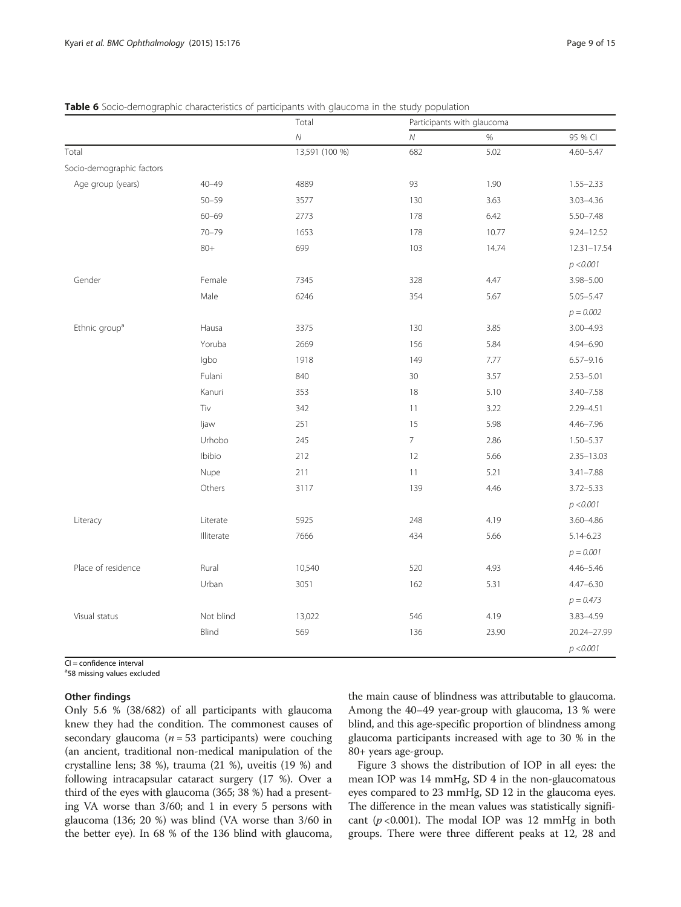**Table 6** Socio-demographic characteristics of participants with glaucoma in the study population

| | | Total | Participants with glaucoma | | |
|---|---|---|---|---|---|
| | | *N* | *N* | % | 95 % CI |
| Total | | 13,591 (100 %) | 682 | 5.02 | 4.60–5.47 |
| Socio-demographic factors | | | | | |
| Age group (years) | 40–49 | 4889 | 93 | 1.90 | 1.55–2.33 |
| | 50–59 | 3577 | 130 | 3.63 | 3.03–4.36 |
| | 60–69 | 2773 | 178 | 6.42 | 5.50–7.48 |
| | 70–79 | 1653 | 178 | 10.77 | 9.24–12.52 |
| | 80+ | 699 | 103 | 14.74 | 12.31–17.54 |
| | | | | | *p* <0.001 |
| Gender | Female | 7345 | 328 | 4.47 | 3.98–5.00 |
| | Male | 6246 | 354 | 5.67 | 5.05–5.47 |
| | | | | | *p* = 0.002 |
| Ethnic group[a] | Hausa | 3375 | 130 | 3.85 | 3.00–4.93 |
| | Yoruba | 2669 | 156 | 5.84 | 4.94–6.90 |
| | Igbo | 1918 | 149 | 7.77 | 6.57–9.16 |
| | Fulani | 840 | 30 | 3.57 | 2.53–5.01 |
| | Kanuri | 353 | 18 | 5.10 | 3.40–7.58 |
| | Tiv | 342 | 11 | 3.22 | 2.29–4.51 |
| | Ijaw | 251 | 15 | 5.98 | 4.46–7.96 |
| | Urhobo | 245 | 7 | 2.86 | 1.50–5.37 |
| | Ibibio | 212 | 12 | 5.66 | 2.35–13.03 |
| | Nupe | 211 | 11 | 5.21 | 3.41–7.88 |
| | Others | 3117 | 139 | 4.46 | 3.72–5.33 |
| | | | | | *p* <0.001 |
| Literacy | Literate | 5925 | 248 | 4.19 | 3.60–4.86 |
| | Illiterate | 7666 | 434 | 5.66 | 5.14-6.23 |
| | | | | | *p* = 0.001 |
| Place of residence | Rural | 10,540 | 520 | 4.93 | 4.46–5.46 |
| | Urban | 3051 | 162 | 5.31 | 4.47–6.30 |
| | | | | | *p* = 0.473 |
| Visual status | Not blind | 13,022 | 546 | 4.19 | 3.83–4.59 |
| | Blind | 569 | 136 | 23.90 | 20.24–27.99 |
| | | | | | *p* <0.001 |

CI = confidence interval
[a]58 missing values excluded

### Other findings

Only 5.6 % (38/682) of all participants with glaucoma knew they had the condition. The commonest causes of secondary glaucoma ($n = 53$ participants) were couching (an ancient, traditional non-medical manipulation of the crystalline lens; 38 %), trauma (21 %), uveitis (19 %) and following intracapsular cataract surgery (17 %). Over a third of the eyes with glaucoma (365; 38 %) had a presenting VA worse than 3/60; and 1 in every 5 persons with glaucoma (136; 20 %) was blind (VA worse than 3/60 in the better eye). In 68 % of the 136 blind with glaucoma, the main cause of blindness was attributable to glaucoma. Among the 40–49 year-group with glaucoma, 13 % were blind, and this age-specific proportion of blindness among glaucoma participants increased with age to 30 % in the 80+ years age-group.

Figure 3 shows the distribution of IOP in all eyes: the mean IOP was 14 mmHg, SD 4 in the non-glaucomatous eyes compared to 23 mmHg, SD 12 in the glaucoma eyes. The difference in the mean values was statistically significant ($p$ <0.001). The modal IOP was 12 mmHg in both groups. There were three different peaks at 12, 28 and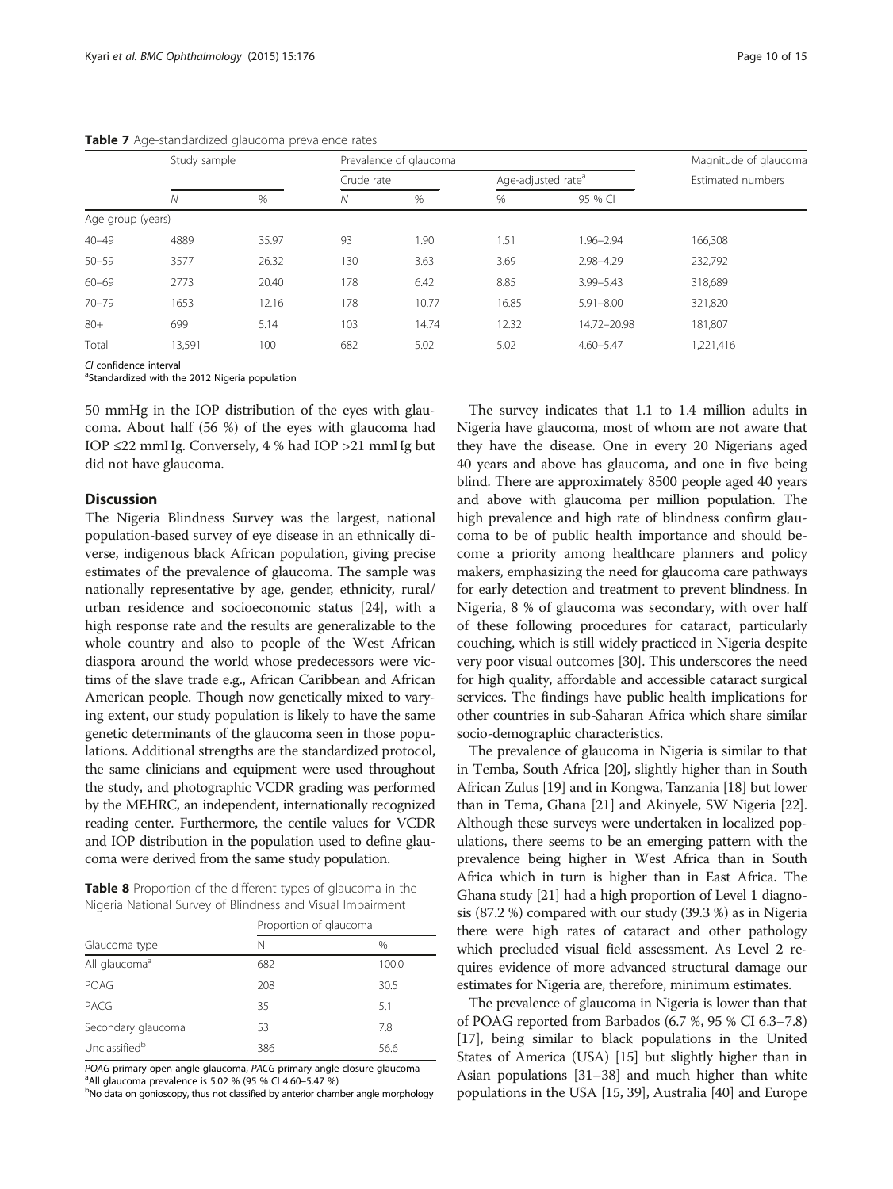**Table 7** Age-standardized glaucoma prevalence rates

| | Study sample | | Prevalence of glaucoma | | | | Magnitude of glaucoma |
|---|---|---|---|---|---|---|---|
| | | | Crude rate | | Age-adjusted rate[a] | | Estimated numbers |
| | N | % | N | % | % | 95 % CI | |
| Age group (years) | | | | | | | |
| 40–49 | 4889 | 35.97 | 93 | 1.90 | 1.51 | 1.96–2.94 | 166,308 |
| 50–59 | 3577 | 26.32 | 130 | 3.63 | 3.69 | 2.98–4.29 | 232,792 |
| 60–69 | 2773 | 20.40 | 178 | 6.42 | 8.85 | 3.99–5.43 | 318,689 |
| 70–79 | 1653 | 12.16 | 178 | 10.77 | 16.85 | 5.91–8.00 | 321,820 |
| 80+ | 699 | 5.14 | 103 | 14.74 | 12.32 | 14.72–20.98 | 181,807 |
| Total | 13,591 | 100 | 682 | 5.02 | 5.02 | 4.60–5.47 | 1,221,416 |

*CI* confidence interval
[a]Standardized with the 2012 Nigeria population

50 mmHg in the IOP distribution of the eyes with glaucoma. About half (56 %) of the eyes with glaucoma had IOP ≤22 mmHg. Conversely, 4 % had IOP >21 mmHg but did not have glaucoma.

## Discussion

The Nigeria Blindness Survey was the largest, national population-based survey of eye disease in an ethnically diverse, indigenous black African population, giving precise estimates of the prevalence of glaucoma. The sample was nationally representative by age, gender, ethnicity, rural/urban residence and socioeconomic status [24], with a high response rate and the results are generalizable to the whole country and also to people of the West African diaspora around the world whose predecessors were victims of the slave trade e.g., African Caribbean and African American people. Though now genetically mixed to varying extent, our study population is likely to have the same genetic determinants of the glaucoma seen in those populations. Additional strengths are the standardized protocol, the same clinicians and equipment were used throughout the study, and photographic VCDR grading was performed by the MEHRC, an independent, internationally recognized reading center. Furthermore, the centile values for VCDR and IOP distribution in the population used to define glaucoma were derived from the same study population.

**Table 8** Proportion of the different types of glaucoma in the Nigeria National Survey of Blindness and Visual Impairment

| | Proportion of glaucoma | |
|---|---|---|
| Glaucoma type | N | % |
| All glaucoma[a] | 682 | 100.0 |
| POAG | 208 | 30.5 |
| PACG | 35 | 5.1 |
| Secondary glaucoma | 53 | 7.8 |
| Unclassified[b] | 386 | 56.6 |

*POAG* primary open angle glaucoma, *PACG* primary angle-closure glaucoma
[a]All glaucoma prevalence is 5.02 % (95 % CI 4.60–5.47 %)
[b]No data on gonioscopy, thus not classified by anterior chamber angle morphology

The survey indicates that 1.1 to 1.4 million adults in Nigeria have glaucoma, most of whom are not aware that they have the disease. One in every 20 Nigerians aged 40 years and above has glaucoma, and one in five being blind. There are approximately 8500 people aged 40 years and above with glaucoma per million population. The high prevalence and high rate of blindness confirm glaucoma to be of public health importance and should become a priority among healthcare planners and policy makers, emphasizing the need for glaucoma care pathways for early detection and treatment to prevent blindness. In Nigeria, 8 % of glaucoma was secondary, with over half of these following procedures for cataract, particularly couching, which is still widely practiced in Nigeria despite very poor visual outcomes [30]. This underscores the need for high quality, affordable and accessible cataract surgical services. The findings have public health implications for other countries in sub-Saharan Africa which share similar socio-demographic characteristics.

The prevalence of glaucoma in Nigeria is similar to that in Temba, South Africa [20], slightly higher than in South African Zulus [19] and in Kongwa, Tanzania [18] but lower than in Tema, Ghana [21] and Akinyele, SW Nigeria [22]. Although these surveys were undertaken in localized populations, there seems to be an emerging pattern with the prevalence being higher in West Africa than in South Africa which in turn is higher than in East Africa. The Ghana study [21] had a high proportion of Level 1 diagnosis (87.2 %) compared with our study (39.3 %) as in Nigeria there were high rates of cataract and other pathology which precluded visual field assessment. As Level 2 requires evidence of more advanced structural damage our estimates for Nigeria are, therefore, minimum estimates.

The prevalence of glaucoma in Nigeria is lower than that of POAG reported from Barbados (6.7 %, 95 % CI 6.3–7.8) [17], being similar to black populations in the United States of America (USA) [15] but slightly higher than in Asian populations [31–38] and much higher than white populations in the USA [15, 39], Australia [40] and Europe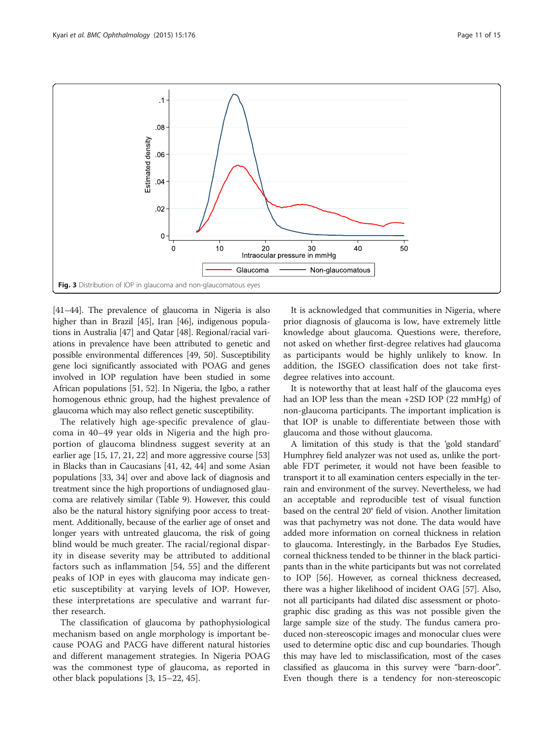Fig. 3 Distribution of IOP in glaucoma and non-glaucomatous eyes

[41–44]. The prevalence of glaucoma in Nigeria is also higher than in Brazil [45], Iran [46], indigenous populations in Australia [47] and Qatar [48]. Regional/racial variations in prevalence have been attributed to genetic and possible environmental differences [49, 50]. Susceptibility gene loci significantly associated with POAG and genes involved in IOP regulation have been studied in some African populations [51, 52]. In Nigeria, the Igbo, a rather homogenous ethnic group, had the highest prevalence of glaucoma which may also reflect genetic susceptibility.

The relatively high age-specific prevalence of glaucoma in 40–49 year olds in Nigeria and the high proportion of glaucoma blindness suggest severity at an earlier age [15, 17, 21, 22] and more aggressive course [53] in Blacks than in Caucasians [41, 42, 44] and some Asian populations [33, 34] over and above lack of diagnosis and treatment since the high proportions of undiagnosed glaucoma are relatively similar (Table 9). However, this could also be the natural history signifying poor access to treatment. Additionally, because of the earlier age of onset and longer years with untreated glaucoma, the risk of going blind would be much greater. The racial/regional disparity in disease severity may be attributed to additional factors such as inflammation [54, 55] and the different peaks of IOP in eyes with glaucoma may indicate genetic susceptibility at varying levels of IOP. However, these interpretations are speculative and warrant further research.

The classification of glaucoma by pathophysiological mechanism based on angle morphology is important because POAG and PACG have different natural histories and different management strategies. In Nigeria POAG was the commonest type of glaucoma, as reported in other black populations [3, 15–22, 45].

It is acknowledged that communities in Nigeria, where prior diagnosis of glaucoma is low, have extremely little knowledge about glaucoma. Questions were, therefore, not asked on whether first-degree relatives had glaucoma as participants would be highly unlikely to know. In addition, the ISGEO classification does not take first-degree relatives into account.

It is noteworthy that at least half of the glaucoma eyes had an IOP less than the mean +2SD IOP (22 mmHg) of non-glaucoma participants. The important implication is that IOP is unable to differentiate between those with glaucoma and those without glaucoma.

A limitation of this study is that the 'gold standard' Humphrey field analyzer was not used as, unlike the portable FDT perimeter, it would not have been feasible to transport it to all examination centers especially in the terrain and environment of the survey. Nevertheless, we had an acceptable and reproducible test of visual function based on the central 20° field of vision. Another limitation was that pachymetry was not done. The data would have added more information on corneal thickness in relation to glaucoma. Interestingly, in the Barbados Eye Studies, corneal thickness tended to be thinner in the black participants than in the white participants but was not correlated to IOP [56]. However, as corneal thickness decreased, there was a higher likelihood of incident OAG [57]. Also, not all participants had dilated disc assessment or photographic disc grading as this was not possible given the large sample size of the study. The fundus camera produced non-stereoscopic images and monocular clues were used to determine optic disc and cup boundaries. Though this may have led to misclassification, most of the cases classified as glaucoma in this survey were "barn-door". Even though there is a tendency for non-stereoscopic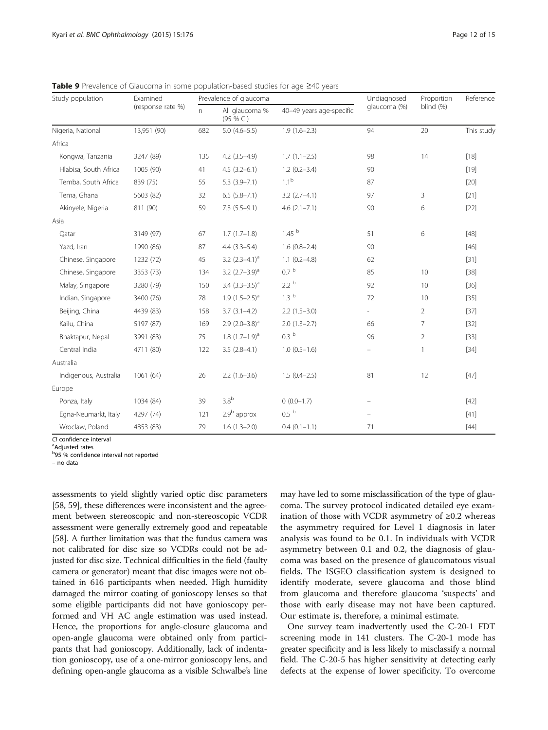**Table 9** Prevalence of Glaucoma in some population-based studies for age ≥40 years

| Study population | Examined (response rate %) | Prevalence of glaucoma | | | Undiagnosed glaucoma (%) | Proportion blind (%) | Reference |
|---|---|---|---|---|---|---|---|
| | | n | All glaucoma % (95 % CI) | 40–49 years age-specific | | | |
| Nigeria, National | 13,951 (90) | 682 | 5.0 (4.6–5.5) | 1.9 (1.6–2.3) | 94 | 20 | This study |
| Africa | | | | | | | |
| Kongwa, Tanzania | 3247 (89) | 135 | 4.2 (3.5–4.9) | 1.7 (1.1–2.5) | 98 | 14 | [18] |
| Hlabisa, South Africa | 1005 (90) | 41 | 4.5 (3.2–6.1) | 1.2 (0.2–3.4) | 90 | | [19] |
| Temba, South Africa | 839 (75) | 55 | 5.3 (3.9–7.1) | 1.1[b] | 87 | | [20] |
| Tema, Ghana | 5603 (82) | 32 | 6.5 (5.8–7.1) | 3.2 (2.7–4.1) | 97 | 3 | [21] |
| Akinyele, Nigeria | 811 (90) | 59 | 7.3 (5.5–9.1) | 4.6 (2.1–7.1) | 90 | 6 | [22] |
| Asia | | | | | | | |
| Qatar | 3149 (97) | 67 | 1.7 (1.7–1.8) | 1.45 [b] | 51 | 6 | [48] |
| Yazd, Iran | 1990 (86) | 87 | 4.4 (3.3–5.4) | 1.6 (0.8–2.4) | 90 | | [46] |
| Chinese, Singapore | 1232 (72) | 45 | 3.2 (2.3–4.1)[a] | 1.1 (0.2–4.8) | 62 | | [31] |
| Chinese, Singapore | 3353 (73) | 134 | 3.2 (2.7–3.9)[a] | 0.7 [b] | 85 | 10 | [38] |
| Malay, Singapore | 3280 (79) | 150 | 3.4 (3.3–3.5)[a] | 2.2 [b] | 92 | 10 | [36] |
| Indian, Singapore | 3400 (76) | 78 | 1.9 (1.5–2.5)[a] | 1.3 [b] | 72 | 10 | [35] |
| Beijing, China | 4439 (83) | 158 | 3.7 (3.1–4.2) | 2.2 (1.5–3.0) | - | 2 | [37] |
| Kailu, China | 5197 (87) | 169 | 2.9 (2.0–3.8)[a] | 2.0 (1.3–2.7) | 66 | 7 | [32] |
| Bhaktapur, Nepal | 3991 (83) | 75 | 1.8 (1.7–1.9)[a] | 0.3 [b] | 96 | 2 | [33] |
| Central India | 4711 (80) | 122 | 3.5 (2.8–4.1) | 1.0 (0.5–1.6) | – | 1 | [34] |
| Australia | | | | | | | |
| Indigenous, Australia | 1061 (64) | 26 | 2.2 (1.6–3.6) | 1.5 (0.4–2.5) | 81 | 12 | [47] |
| Europe | | | | | | | |
| Ponza, Italy | 1034 (84) | 39 | 3.8[b] | 0 (0.0–1.7) | – | | [42] |
| Egna-Neumarkt, Italy | 4297 (74) | 121 | 2.9[b] approx | 0.5 [b] | – | | [41] |
| Wroclaw, Poland | 4853 (83) | 79 | 1.6 (1.3–2.0) | 0.4 (0.1–1.1) | 71 | | [44] |

*CI* confidence interval
[a]Adjusted rates
[b]95 % confidence interval not reported
– no data

assessments to yield slightly varied optic disc parameters [58, 59], these differences were inconsistent and the agreement between stereoscopic and non-stereoscopic VCDR assessment were generally extremely good and repeatable [58]. A further limitation was that the fundus camera was not calibrated for disc size so VCDRs could not be adjusted for disc size. Technical difficulties in the field (faulty camera or generator) meant that disc images were not obtained in 616 participants when needed. High humidity damaged the mirror coating of gonioscopy lenses so that some eligible participants did not have gonioscopy performed and VH AC angle estimation was used instead. Hence, the proportions for angle-closure glaucoma and open-angle glaucoma were obtained only from participants that had gonioscopy. Additionally, lack of indentation gonioscopy, use of a one-mirror gonioscopy lens, and defining open-angle glaucoma as a visible Schwalbe's line may have led to some misclassification of the type of glaucoma. The survey protocol indicated detailed eye examination of those with VCDR asymmetry of ≥0.2 whereas the asymmetry required for Level 1 diagnosis in later analysis was found to be 0.1. In individuals with VCDR asymmetry between 0.1 and 0.2, the diagnosis of glaucoma was based on the presence of glaucomatous visual fields. The ISGEO classification system is designed to identify moderate, severe glaucoma and those blind from glaucoma and therefore glaucoma 'suspects' and those with early disease may not have been captured. Our estimate is, therefore, a minimal estimate.

One survey team inadvertently used the C-20-1 FDT screening mode in 141 clusters. The C-20-1 mode has greater specificity and is less likely to misclassify a normal field. The C-20-5 has higher sensitivity at detecting early defects at the expense of lower specificity. To overcome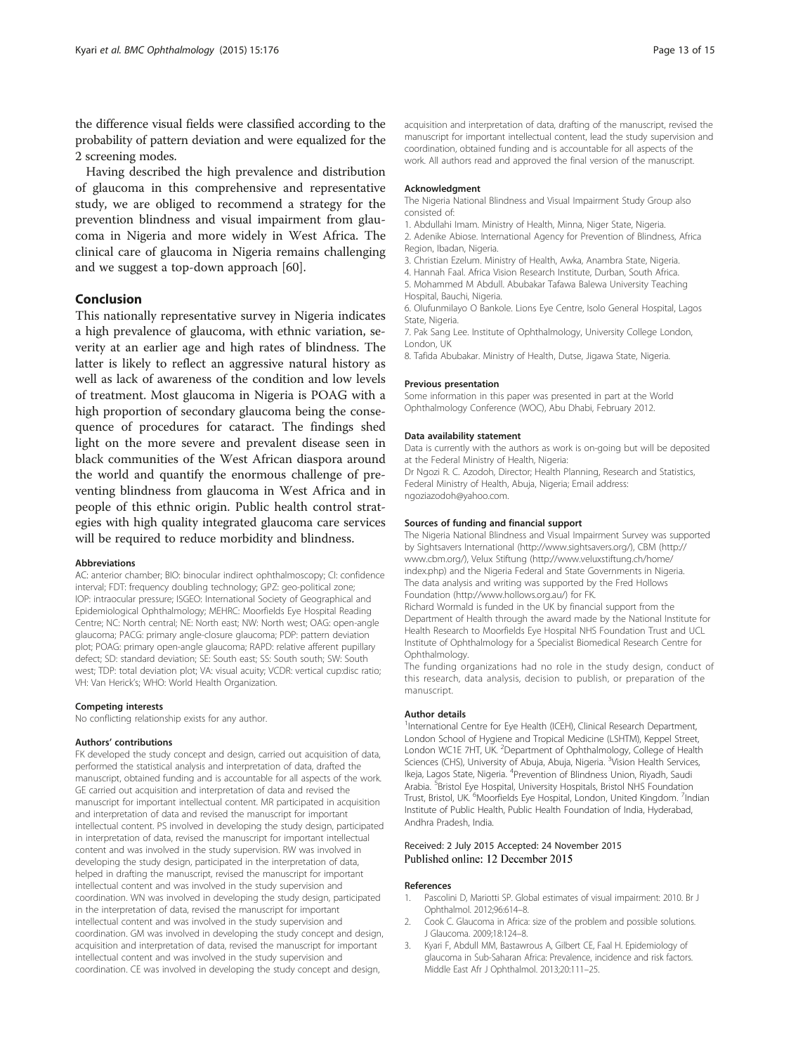the difference visual fields were classified according to the probability of pattern deviation and were equalized for the 2 screening modes.

Having described the high prevalence and distribution of glaucoma in this comprehensive and representative study, we are obliged to recommend a strategy for the prevention blindness and visual impairment from glaucoma in Nigeria and more widely in West Africa. The clinical care of glaucoma in Nigeria remains challenging and we suggest a top-down approach [60].

## Conclusion

This nationally representative survey in Nigeria indicates a high prevalence of glaucoma, with ethnic variation, severity at an earlier age and high rates of blindness. The latter is likely to reflect an aggressive natural history as well as lack of awareness of the condition and low levels of treatment. Most glaucoma in Nigeria is POAG with a high proportion of secondary glaucoma being the consequence of procedures for cataract. The findings shed light on the more severe and prevalent disease seen in black communities of the West African diaspora around the world and quantify the enormous challenge of preventing blindness from glaucoma in West Africa and in people of this ethnic origin. Public health control strategies with high quality integrated glaucoma care services will be required to reduce morbidity and blindness.

#### Abbreviations

AC: anterior chamber; BIO: binocular indirect ophthalmoscopy; CI: confidence interval; FDT: frequency doubling technology; GPZ: geo-political zone; IOP: intraocular pressure; ISGEO: International Society of Geographical and Epidemiological Ophthalmology; MEHRC: Moorfields Eye Hospital Reading Centre; NC: North central; NE: North east; NW: North west; OAG: open-angle glaucoma; PACG: primary angle-closure glaucoma; PDP: pattern deviation plot; POAG: primary open-angle glaucoma; RAPD: relative afferent pupillary defect; SD: standard deviation; SE: South east; SS: South south; SW: South west; TDP: total deviation plot; VA: visual acuity; VCDR: vertical cup:disc ratio; VH: Van Herick's; WHO: World Health Organization.

#### Competing interests

No conflicting relationship exists for any author.

#### Authors' contributions

FK developed the study concept and design, carried out acquisition of data, performed the statistical analysis and interpretation of data, drafted the manuscript, obtained funding and is accountable for all aspects of the work. GE carried out acquisition and interpretation of data and revised the manuscript for important intellectual content. MR participated in acquisition and interpretation of data and revised the manuscript for important intellectual content. PS involved in developing the study design, participated in interpretation of data, revised the manuscript for important intellectual content and was involved in the study supervision. RW was involved in developing the study design, participated in the interpretation of data, helped in drafting the manuscript, revised the manuscript for important intellectual content and was involved in the study supervision and coordination. WN was involved in developing the study design, participated in the interpretation of data, revised the manuscript for important intellectual content and was involved in the study supervision and coordination. GM was involved in developing the study concept and design, acquisition and interpretation of data, revised the manuscript for important intellectual content and was involved in the study supervision and coordination. CE was involved in developing the study concept and design, acquisition and interpretation of data, drafting of the manuscript, revised the manuscript for important intellectual content, lead the study supervision and coordination, obtained funding and is accountable for all aspects of the work. All authors read and approved the final version of the manuscript.

#### Acknowledgment

The Nigeria National Blindness and Visual Impairment Study Group also consisted of:

1. Abdullahi Imam. Ministry of Health, Minna, Niger State, Nigeria.
2. Adenike Abiose. International Agency for Prevention of Blindness, Africa Region, Ibadan, Nigeria.
3. Christian Ezelum. Ministry of Health, Awka, Anambra State, Nigeria.
4. Hannah Faal. Africa Vision Research Institute, Durban, South Africa.
5. Mohammed M Abdull. Abubakar Tafawa Balewa University Teaching Hospital, Bauchi, Nigeria.
6. Olufunmilayo O Bankole. Lions Eye Centre, Isolo General Hospital, Lagos State, Nigeria.
7. Pak Sang Lee. Institute of Ophthalmology, University College London, London, UK
8. Tafida Abubakar. Ministry of Health, Dutse, Jigawa State, Nigeria.

#### Previous presentation

Some information in this paper was presented in part at the World Ophthalmology Conference (WOC), Abu Dhabi, February 2012.

#### Data availability statement

Data is currently with the authors as work is on-going but will be deposited at the Federal Ministry of Health, Nigeria:
Dr Ngozi R. C. Azodoh, Director; Health Planning, Research and Statistics, Federal Ministry of Health, Abuja, Nigeria; Email address: ngoziazodoh@yahoo.com.

#### Sources of funding and financial support

The Nigeria National Blindness and Visual Impairment Survey was supported by Sightsavers International (http://www.sightsavers.org/), CBM (http://www.cbm.org/), Velux Stiftung (http://www.veluxstiftung.ch/home/index.php) and the Nigeria Federal and State Governments in Nigeria. The data analysis and writing was supported by the Fred Hollows Foundation (http://www.hollows.org.au/) for FK.
Richard Wormald is funded in the UK by financial support from the Department of Health through the award made by the National Institute for Health Research to Moorfields Eye Hospital NHS Foundation Trust and UCL Institute of Ophthalmology for a Specialist Biomedical Research Centre for Ophthalmology.
The funding organizations had no role in the study design, conduct of this research, data analysis, decision to publish, or preparation of the manuscript.

#### Author details

[1]International Centre for Eye Health (ICEH), Clinical Research Department, London School of Hygiene and Tropical Medicine (LSHTM), Keppel Street, London WC1E 7HT, UK. [2]Department of Ophthalmology, College of Health Sciences (CHS), University of Abuja, Abuja, Nigeria. [3]Vision Health Services, Ikeja, Lagos State, Nigeria. [4]Prevention of Blindness Union, Riyadh, Saudi Arabia. [5]Bristol Eye Hospital, University Hospitals, Bristol NHS Foundation Trust, Bristol, UK. [6]Moorfields Eye Hospital, London, United Kingdom. [7]Indian Institute of Public Health, Public Health Foundation of India, Hyderabad, Andhra Pradesh, India.

Received: 2 July 2015 Accepted: 24 November 2015
Published online: 12 December 2015

#### References

1. Pascolini D, Mariotti SP. Global estimates of visual impairment: 2010. Br J Ophthalmol. 2012;96:614–8.
2. Cook C. Glaucoma in Africa: size of the problem and possible solutions. J Glaucoma. 2009;18:124–8.
3. Kyari F, Abdull MM, Bastawrous A, Gilbert CE, Faal H. Epidemiology of glaucoma in Sub-Saharan Africa: Prevalence, incidence and risk factors. Middle East Afr J Ophthalmol. 2013;20:111–25.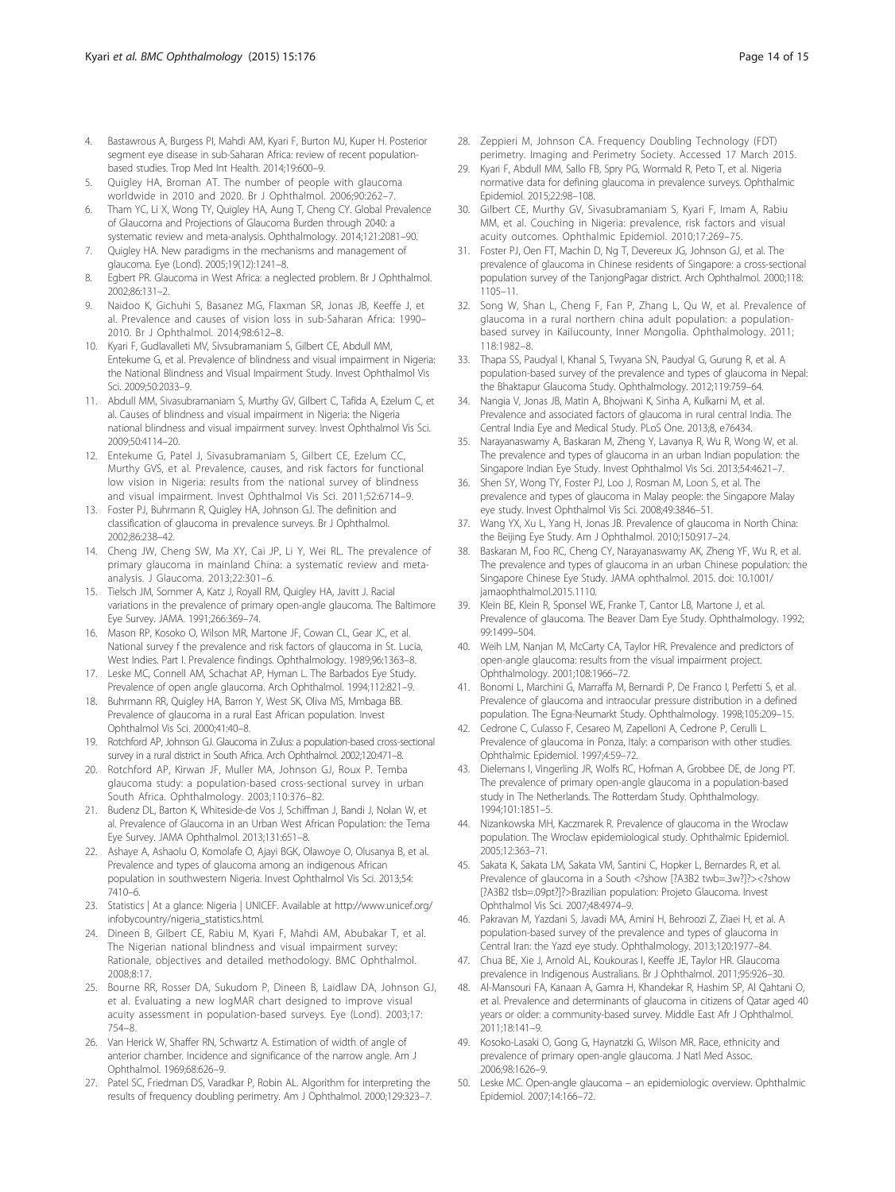4. Bastawrous A, Burgess PI, Mahdi AM, Kyari F, Burton MJ, Kuper H. Posterior segment eye disease in sub-Saharan Africa: review of recent population-based studies. Trop Med Int Health. 2014;19:600–9.
5. Quigley HA, Broman AT. The number of people with glaucoma worldwide in 2010 and 2020. Br J Ophthalmol. 2006;90:262–7.
6. Tham YC, Li X, Wong TY, Quigley HA, Aung T, Cheng CY. Global Prevalence of Glaucoma and Projections of Glaucoma Burden through 2040: a systematic review and meta-analysis. Ophthalmology. 2014;121:2081–90.
7. Quigley HA. New paradigms in the mechanisms and management of glaucoma. Eye (Lond). 2005;19(12):1241–8.
8. Egbert PR. Glaucoma in West Africa: a neglected problem. Br J Ophthalmol. 2002;86:131–2.
9. Naidoo K, Gichuhi S, Basanez MG, Flaxman SR, Jonas JB, Keeffe J, et al. Prevalence and causes of vision loss in sub-Saharan Africa: 1990–2010. Br J Ophthalmol. 2014;98:612–8.
10. Kyari F, Gudlavalleti MV, Sivsubramaniam S, Gilbert CE, Abdull MM, Entekume G, et al. Prevalence of blindness and visual impairment in Nigeria: the National Blindness and Visual Impairment Study. Invest Ophthalmol Vis Sci. 2009;50:2033–9.
11. Abdull MM, Sivasubramaniam S, Murthy GV, Gilbert C, Tafida A, Ezelum C, et al. Causes of blindness and visual impairment in Nigeria: the Nigeria national blindness and visual impairment survey. Invest Ophthalmol Vis Sci. 2009;50:4114–20.
12. Entekume G, Patel J, Sivasubramaniam S, Gilbert CE, Ezelum CC, Murthy GVS, et al. Prevalence, causes, and risk factors for functional low vision in Nigeria: results from the national survey of blindness and visual impairment. Invest Ophthalmol Vis Sci. 2011;52:6714–9.
13. Foster PJ, Buhrmann R, Quigley HA, Johnson GJ. The definition and classification of glaucoma in prevalence surveys. Br J Ophthalmol. 2002;86:238–42.
14. Cheng JW, Cheng SW, Ma XY, Cai JP, Li Y, Wei RL. The prevalence of primary glaucoma in mainland China: a systematic review and meta-analysis. J Glaucoma. 2013;22:301–6.
15. Tielsch JM, Sommer A, Katz J, Royall RM, Quigley HA, Javitt J. Racial variations in the prevalence of primary open-angle glaucoma. The Baltimore Eye Survey. JAMA. 1991;266:369–74.
16. Mason RP, Kosoko O, Wilson MR, Martone JF, Cowan CL, Gear JC, et al. National survey f the prevalence and risk factors of glaucoma in St. Lucia, West Indies. Part I. Prevalence findings. Ophthalmology. 1989;96:1363–8.
17. Leske MC, Connell AM, Schachat AP, Hyman L. The Barbados Eye Study. Prevalence of open angle glaucoma. Arch Ophthalmol. 1994;112:821–9.
18. Buhrmann RR, Quigley HA, Barron Y, West SK, Oliva MS, Mmbaga BB. Prevalence of glaucoma in a rural East African population. Invest Ophthalmol Vis Sci. 2000;41:40–8.
19. Rotchford AP, Johnson GJ. Glaucoma in Zulus: a population-based cross-sectional survey in a rural district in South Africa. Arch Ophthalmol. 2002;120:471–8.
20. Rotchford AP, Kirwan JF, Muller MA, Johnson GJ, Roux P. Temba glaucoma study: a population-based cross-sectional survey in urban South Africa. Ophthalmology. 2003;110:376–82.
21. Budenz DL, Barton K, Whiteside-de Vos J, Schiffman J, Bandi J, Nolan W, et al. Prevalence of Glaucoma in an Urban West African Population: the Tema Eye Survey. JAMA Ophthalmol. 2013;131:651–8.
22. Ashaye A, Ashaolu O, Komolafe O, Ajayi BGK, Olawoye O, Olusanya B, et al. Prevalence and types of glaucoma among an indigenous African population in southwestern Nigeria. Invest Ophthalmol Vis Sci. 2013;54: 7410–6.
23. Statistics | At a glance: Nigeria | UNICEF. Available at http://www.unicef.org/infobycountry/nigeria_statistics.html.
24. Dineen B, Gilbert CE, Rabiu M, Kyari F, Mahdi AM, Abubakar T, et al. The Nigerian national blindness and visual impairment survey: Rationale, objectives and detailed methodology. BMC Ophthalmol. 2008;8:17.
25. Bourne RR, Rosser DA, Sukudom P, Dineen B, Laidlaw DA, Johnson GJ, et al. Evaluating a new logMAR chart designed to improve visual acuity assessment in population-based surveys. Eye (Lond). 2003;17: 754–8.
26. Van Herick W, Shaffer RN, Schwartz A. Estimation of width of angle of anterior chamber. Incidence and significance of the narrow angle. Am J Ophthalmol. 1969;68:626–9.
27. Patel SC, Friedman DS, Varadkar P, Robin AL. Algorithm for interpreting the results of frequency doubling perimetry. Am J Ophthalmol. 2000;129:323–7.
28. Zeppieri M, Johnson CA. Frequency Doubling Technology (FDT) perimetry. Imaging and Perimetry Society. Accessed 17 March 2015.
29. Kyari F, Abdull MM, Sallo FB, Spry PG, Wormald R, Peto T, et al. Nigeria normative data for defining glaucoma in prevalence surveys. Ophthalmic Epidemiol. 2015;22:98–108.
30. Gilbert CE, Murthy GV, Sivasubramaniam S, Kyari F, Imam A, Rabiu MM, et al. Couching in Nigeria: prevalence, risk factors and visual acuity outcomes. Ophthalmic Epidemiol. 2010;17:269–75.
31. Foster PJ, Oen FT, Machin D, Ng T, Devereux JG, Johnson GJ, et al. The prevalence of glaucoma in Chinese residents of Singapore: a cross-sectional population survey of the TanjongPagar district. Arch Ophthalmol. 2000;118: 1105–11.
32. Song W, Shan L, Cheng F, Fan P, Zhang L, Qu W, et al. Prevalence of glaucoma in a rural northern china adult population: a population-based survey in Kailucounty, Inner Mongolia. Ophthalmology. 2011; 118:1982–8.
33. Thapa SS, Paudyal I, Khanal S, Twyana SN, Paudyal G, Gurung R, et al. A population-based survey of the prevalence and types of glaucoma in Nepal: the Bhaktapur Glaucoma Study. Ophthalmology. 2012;119:759–64.
34. Nangia V, Jonas JB, Matin A, Bhojwani K, Sinha A, Kulkarni M, et al. Prevalence and associated factors of glaucoma in rural central India. The Central India Eye and Medical Study. PLoS One. 2013;8, e76434.
35. Narayanaswamy A, Baskaran M, Zheng Y, Lavanya R, Wu R, Wong W, et al. The prevalence and types of glaucoma in an urban Indian population: the Singapore Indian Eye Study. Invest Ophthalmol Vis Sci. 2013;54:4621–7.
36. Shen SY, Wong TY, Foster PJ, Loo J, Rosman M, Loon S, et al. The prevalence and types of glaucoma in Malay people: the Singapore Malay eye study. Invest Ophthalmol Vis Sci. 2008;49:3846–51.
37. Wang YX, Xu L, Yang H, Jonas JB. Prevalence of glaucoma in North China: the Beijing Eye Study. Am J Ophthalmol. 2010;150:917–24.
38. Baskaran M, Foo RC, Cheng CY, Narayanaswamy AK, Zheng YF, Wu R, et al. The prevalence and types of glaucoma in an urban Chinese population: the Singapore Chinese Eye Study. JAMA ophthalmol. 2015. doi: 10.1001/jamaophthalmol.2015.1110.
39. Klein BE, Klein R, Sponsel WE, Franke T, Cantor LB, Martone J, et al. Prevalence of glaucoma. The Beaver Dam Eye Study. Ophthalmology. 1992; 99:1499–504.
40. Weih LM, Nanjan M, McCarty CA, Taylor HR. Prevalence and predictors of open-angle glaucoma: results from the visual impairment project. Ophthalmology. 2001;108:1966–72.
41. Bonomi L, Marchini G, Marraffa M, Bernardi P, De Franco I, Perfetti S, et al. Prevalence of glaucoma and intraocular pressure distribution in a defined population. The Egna-Neumarkt Study. Ophthalmology. 1998;105:209–15.
42. Cedrone C, Culasso F, Cesareo M, Zapelloni A, Cedrone P, Cerulli L. Prevalence of glaucoma in Ponza, Italy: a comparison with other studies. Ophthalmic Epidemiol. 1997;4:59–72.
43. Dielemans I, Vingerling JR, Wolfs RC, Hofman A, Grobbee DE, de Jong PT. The prevalence of primary open-angle glaucoma in a population-based study in The Netherlands. The Rotterdam Study. Ophthalmology. 1994;101:1851–5.
44. Nizankowska MH, Kaczmarek R. Prevalence of glaucoma in the Wroclaw population. The Wroclaw epidemiological study. Ophthalmic Epidemiol. 2005;12:363–71.
45. Sakata K, Sakata LM, Sakata VM, Santini C, Hopker L, Bernardes R, et al. Prevalence of glaucoma in a South <?show [?A3B2 twb=.3w?]?><?show [?A3B2 tlsb=.09pt?]?>Brazilian population: Projeto Glaucoma. Invest Ophthalmol Vis Sci. 2007;48:4974–9.
46. Pakravan M, Yazdani S, Javadi MA, Amini H, Behroozi Z, Ziaei H, et al. A population-based survey of the prevalence and types of glaucoma in Central Iran: the Yazd eye study. Ophthalmology. 2013;120:1977–84.
47. Chua BE, Xie J, Arnold AL, Koukouras I, Keeffe JE, Taylor HR. Glaucoma prevalence in Indigenous Australians. Br J Ophthalmol. 2011;95:926–30.
48. Al-Mansouri FA, Kanaan A, Gamra H, Khandekar R, Hashim SP, Al Qahtani O, et al. Prevalence and determinants of glaucoma in citizens of Qatar aged 40 years or older: a community-based survey. Middle East Afr J Ophthalmol. 2011;18:141–9.
49. Kosoko-Lasaki O, Gong G, Haynatzki G, Wilson MR. Race, ethnicity and prevalence of primary open-angle glaucoma. J Natl Med Assoc. 2006;98:1626–9.
50. Leske MC. Open-angle glaucoma – an epidemiologic overview. Ophthalmic Epidemiol. 2007;14:166–72.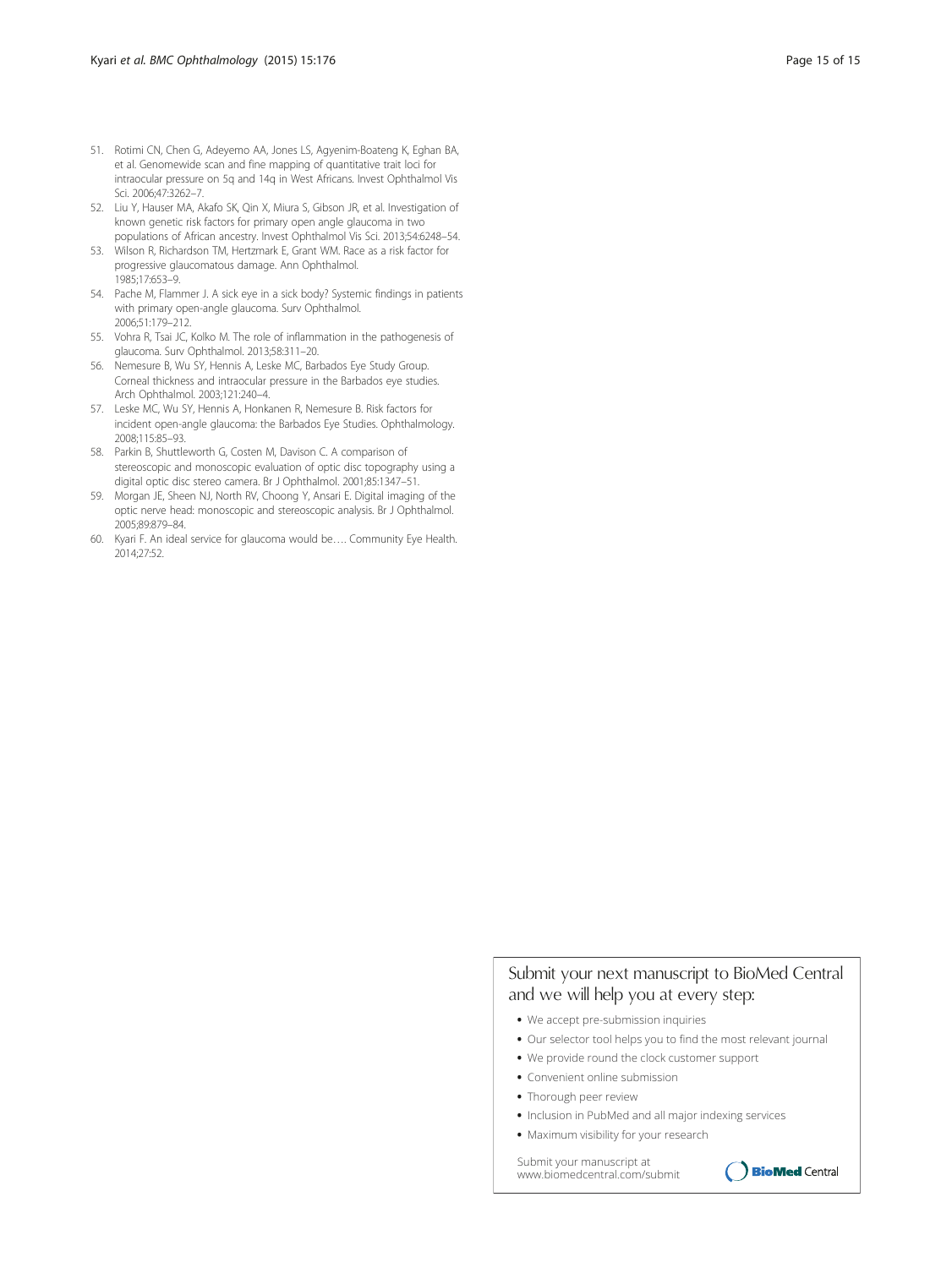51. Rotimi CN, Chen G, Adeyemo AA, Jones LS, Agyenim-Boateng K, Eghan BA, et al. Genomewide scan and fine mapping of quantitative trait loci for intraocular pressure on 5q and 14q in West Africans. Invest Ophthalmol Vis Sci. 2006;47:3262–7.
52. Liu Y, Hauser MA, Akafo SK, Qin X, Miura S, Gibson JR, et al. Investigation of known genetic risk factors for primary open angle glaucoma in two populations of African ancestry. Invest Ophthalmol Vis Sci. 2013;54:6248–54.
53. Wilson R, Richardson TM, Hertzmark E, Grant WM. Race as a risk factor for progressive glaucomatous damage. Ann Ophthalmol. 1985;17:653–9.
54. Pache M, Flammer J. A sick eye in a sick body? Systemic findings in patients with primary open-angle glaucoma. Surv Ophthalmol. 2006;51:179–212.
55. Vohra R, Tsai JC, Kolko M. The role of inflammation in the pathogenesis of glaucoma. Surv Ophthalmol. 2013;58:311–20.
56. Nemesure B, Wu SY, Hennis A, Leske MC, Barbados Eye Study Group. Corneal thickness and intraocular pressure in the Barbados eye studies. Arch Ophthalmol. 2003;121:240–4.
57. Leske MC, Wu SY, Hennis A, Honkanen R, Nemesure B. Risk factors for incident open-angle glaucoma: the Barbados Eye Studies. Ophthalmology. 2008;115:85–93.
58. Parkin B, Shuttleworth G, Costen M, Davison C. A comparison of stereoscopic and monoscopic evaluation of optic disc topography using a digital optic disc stereo camera. Br J Ophthalmol. 2001;85:1347–51.
59. Morgan JE, Sheen NJ, North RV, Choong Y, Ansari E. Digital imaging of the optic nerve head: monoscopic and stereoscopic analysis. Br J Ophthalmol. 2005;89:879–84.
60. Kyari F. An ideal service for glaucoma would be…. Community Eye Health. 2014;27:52.

Submit your next manuscript to BioMed Central and we will help you at every step:

- We accept pre-submission inquiries
- Our selector tool helps you to find the most relevant journal
- We provide round the clock customer support
- Convenient online submission
- Thorough peer review
- Inclusion in PubMed and all major indexing services
- Maximum visibility for your research

Submit your manuscript at www.biomedcentral.com/submit

BioMed Central